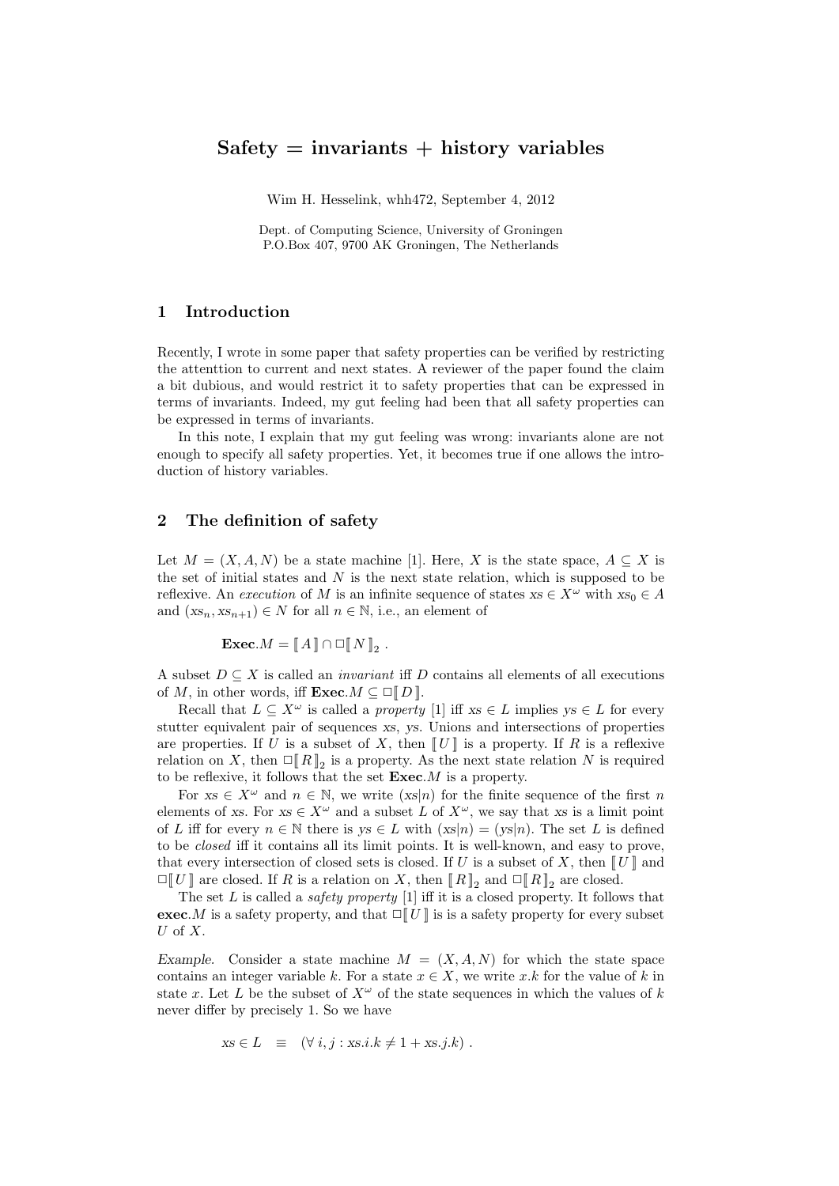# Safety = invariants + history variables

Wim H. Hesselink, whh472, September 4, 2012

Dept. of Computing Science, University of Groningen
P.O.Box 407, 9700 AK Groningen, The Netherlands

## 1 Introduction

Recently, I wrote in some paper that safety properties can be verified by restricting the attenttion to current and next states. A reviewer of the paper found the claim a bit dubious, and would restrict it to safety properties that can be expressed in terms of invariants. Indeed, my gut feeling had been that all safety properties can be expressed in terms of invariants.

In this note, I explain that my gut feeling was wrong: invariants alone are not enough to specify all safety properties. Yet, it becomes true if one allows the introduction of history variables.

## 2 The definition of safety

Let $M = (X, A, N)$ be a state machine [1]. Here, $X$ is the state space, $A \subseteq X$ is the set of initial states and $N$ is the next state relation, which is supposed to be reflexive. An *execution* of $M$ is an infinite sequence of states $xs \in X^\omega$ with $xs_0 \in A$ and $(xs_n, xs_{n+1}) \in N$ for all $n \in \mathbb{N}$, i.e., an element of

$$\mathbf{Exec}.M = [\![ A ]\!] \cap \Box[\![ N ]\!]_2 \ .$$

A subset $D \subseteq X$ is called an *invariant* iff $D$ contains all elements of all executions of $M$, in other words, iff $\mathbf{Exec}.M \subseteq \Box[\![ D ]\!]$.

Recall that $L \subseteq X^\omega$ is called a *property* [1] iff $xs \in L$ implies $ys \in L$ for every stutter equivalent pair of sequences $xs$, $ys$. Unions and intersections of properties are properties. If $U$ is a subset of $X$, then $[\![ U ]\!]$ is a property. If $R$ is a reflexive relation on $X$, then $\Box[\![ R ]\!]_2$ is a property. As the next state relation $N$ is required to be reflexive, it follows that the set $\mathbf{Exec}.M$ is a property.

For $xs \in X^\omega$ and $n \in \mathbb{N}$, we write $(xs|n)$ for the finite sequence of the first $n$ elements of $xs$. For $xs \in X^\omega$ and a subset $L$ of $X^\omega$, we say that $xs$ is a limit point of $L$ iff for every $n \in \mathbb{N}$ there is $ys \in L$ with $(xs|n) = (ys|n)$. The set $L$ is defined to be *closed* iff it contains all its limit points. It is well-known, and easy to prove, that every intersection of closed sets is closed. If $U$ is a subset of $X$, then $[\![ U ]\!]$ and $\Box[\![ U ]\!]$ are closed. If $R$ is a relation on $X$, then $[\![ R ]\!]_2$ and $\Box[\![ R ]\!]_2$ are closed.

The set $L$ is called a *safety property* [1] iff it is a closed property. It follows that $\mathbf{exec}.M$ is a safety property, and that $\Box[\![ U ]\!]$ is a safety property for every subset $U$ of $X$.

*Example.* Consider a state machine $M = (X, A, N)$ for which the state space contains an integer variable $k$. For a state $x \in X$, we write $x.k$ for the value of $k$ in state $x$. Let $L$ be the subset of $X^\omega$ of the state sequences in which the values of $k$ never differ by precisely 1. So we have

$$xs \in L \quad \equiv \quad (\forall\, i, j : xs.i.k \neq 1 + xs.j.k) \ .$$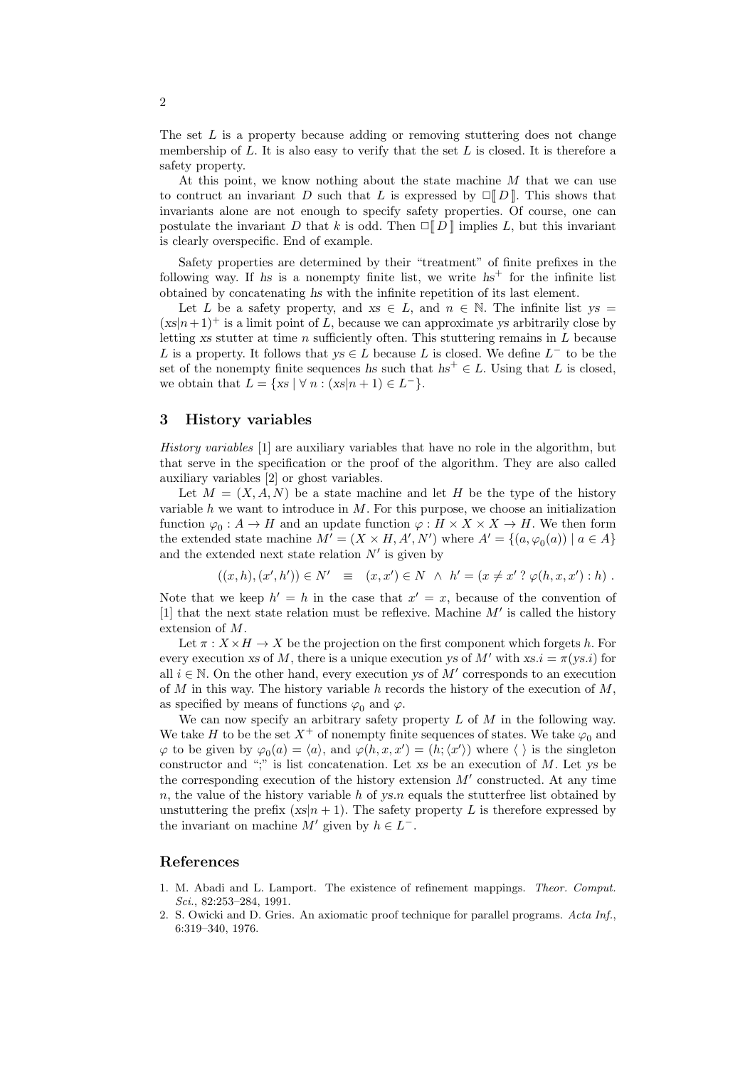The set $L$ is a property because adding or removing stuttering does not change membership of $L$. It is also easy to verify that the set $L$ is closed. It is therefore a safety property.

At this point, we know nothing about the state machine $M$ that we can use to contruct an invariant $D$ such that $L$ is expressed by $\Box[\![ D ]\!]$. This shows that invariants alone are not enough to specify safety properties. Of course, one can postulate the invariant $D$ that $k$ is odd. Then $\Box[\![ D ]\!]$ implies $L$, but this invariant is clearly overspecific. End of example.

Safety properties are determined by their "treatment" of finite prefixes in the following way. If $hs$ is a nonempty finite list, we write $hs^+$ for the infinite list obtained by concatenating $hs$ with the infinite repetition of its last element.

Let $L$ be a safety property, and $xs \in L$, and $n \in \mathbb{N}$. The infinite list $ys = (xs|n+1)^+$ is a limit point of $L$, because we can approximate $ys$ arbitrarily close by letting $xs$ stutter at time $n$ sufficiently often. This stuttering remains in $L$ because $L$ is a property. It follows that $ys \in L$ because $L$ is closed. We define $L^-$ to be the set of the nonempty finite sequences $hs$ such that $hs^+ \in L$. Using that $L$ is closed, we obtain that $L = \{xs \mid \forall\, n : (xs|n+1) \in L^-\}$.

## 3 History variables

*History variables* [1] are auxiliary variables that have no role in the algorithm, but that serve in the specification or the proof of the algorithm. They are also called auxiliary variables [2] or ghost variables.

Let $M = (X, A, N)$ be a state machine and let $H$ be the type of the history variable $h$ we want to introduce in $M$. For this purpose, we choose an initialization function $\varphi_0 : A \to H$ and an update function $\varphi : H \times X \times X \to H$. We then form the extended state machine $M' = (X \times H, A', N')$ where $A' = \{(a, \varphi_0(a)) \mid a \in A\}$ and the extended next state relation $N'$ is given by

$$((x,h),(x',h')) \in N' \quad \equiv \quad (x,x') \in N \;\wedge\; h' = (x \neq x' \,?\, \varphi(h,x,x') : h)\ .$$

Note that we keep $h' = h$ in the case that $x' = x$, because of the convention of [1] that the next state relation must be reflexive. Machine $M'$ is called the history extension of $M$.

Let $\pi : X \times H \to X$ be the projection on the first component which forgets $h$. For every execution $xs$ of $M$, there is a unique execution $ys$ of $M'$ with $xs.i = \pi(ys.i)$ for all $i \in \mathbb{N}$. On the other hand, every execution $ys$ of $M'$ corresponds to an execution of $M$ in this way. The history variable $h$ records the history of the execution of $M$, as specified by means of functions $\varphi_0$ and $\varphi$.

We can now specify an arbitrary safety property $L$ of $M$ in the following way. We take $H$ to be the set $X^+$ of nonempty finite sequences of states. We take $\varphi_0$ and $\varphi$ to be given by $\varphi_0(a) = \langle a \rangle$, and $\varphi(h, x, x') = (h; \langle x' \rangle)$ where $\langle\ \rangle$ is the singleton constructor and ";" is list concatenation. Let $xs$ be an execution of $M$. Let $ys$ be the corresponding execution of the history extension $M'$ constructed. At any time $n$, the value of the history variable $h$ of $ys.n$ equals the stutterfree list obtained by unstuttering the prefix $(xs|n+1)$. The safety property $L$ is therefore expressed by the invariant on machine $M'$ given by $h \in L^-$.

## References

1. M. Abadi and L. Lamport. The existence of refinement mappings. *Theor. Comput. Sci.*, 82:253–284, 1991.
2. S. Owicki and D. Gries. An axiomatic proof technique for parallel programs. *Acta Inf.*, 6:319–340, 1976.